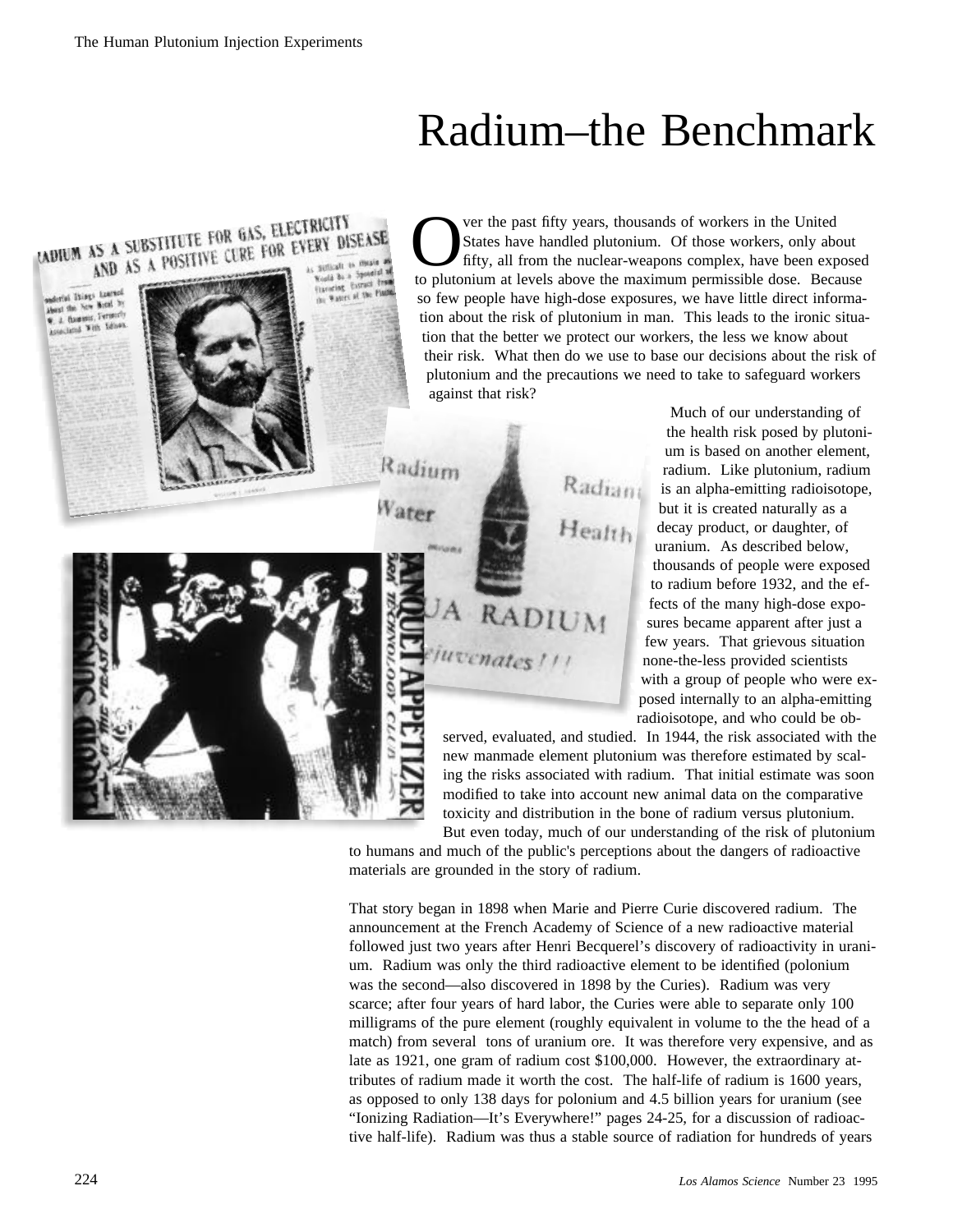# Radium–the Benchmark

Over the past fifty years, thousands of workers in the United States have handled plutonium. Of those workers, only about fifty, all from the nuclear-weapons complex, have been exposed to plutonium at levels above the maximum permissible dose. Because so few people have high-dose exposures, we have little direct information about the risk of plutonium in man. This leads to the ironic situation that the better we protect our workers, the less we know about their risk. What then do we use to base our decisions about the risk of plutonium and the precautions we need to take to safeguard workers against that risk?

Much of our understanding of the health risk posed by plutonium is based on another element, radium. Like plutonium, radium is an alpha-emitting radioisotope, but it is created naturally as a decay product, or daughter, of uranium. As described below, thousands of people were exposed to radium before 1932, and the effects of the many high-dose exposures became apparent after just a few years. That grievous situation none-the-less provided scientists with a group of people who were exposed internally to an alpha-emitting radioisotope, and who could be observed, evaluated, and studied. In 1944, the risk associated with the new manmade element plutonium was therefore estimated by scaling the risks associated with radium. That initial estimate was soon modified to take into account new animal data on the comparative toxicity and distribution in the bone of radium versus plutonium. But even today, much of our understanding of the risk of plutonium to humans and much of the public's perceptions about the dangers of radioactive materials are grounded in the story of radium.

That story began in 1898 when Marie and Pierre Curie discovered radium. The announcement at the French Academy of Science of a new radioactive material followed just two years after Henri Becquerel's discovery of radioactivity in uranium. Radium was only the third radioactive element to be identified (polonium was the second—also discovered in 1898 by the Curies). Radium was very scarce; after four years of hard labor, the Curies were able to separate only 100 milligrams of the pure element (roughly equivalent in volume to the the head of a match) from several tons of uranium ore. It was therefore very expensive, and as late as 1921, one gram of radium cost $100,000. However, the extraordinary attributes of radium made it worth the cost. The half-life of radium is 1600 years, as opposed to only 138 days for polonium and 4.5 billion years for uranium (see "Ionizing Radiation—It's Everywhere!" pages 24-25, for a discussion of radioactive half-life). Radium was thus a stable source of radiation for hundreds of years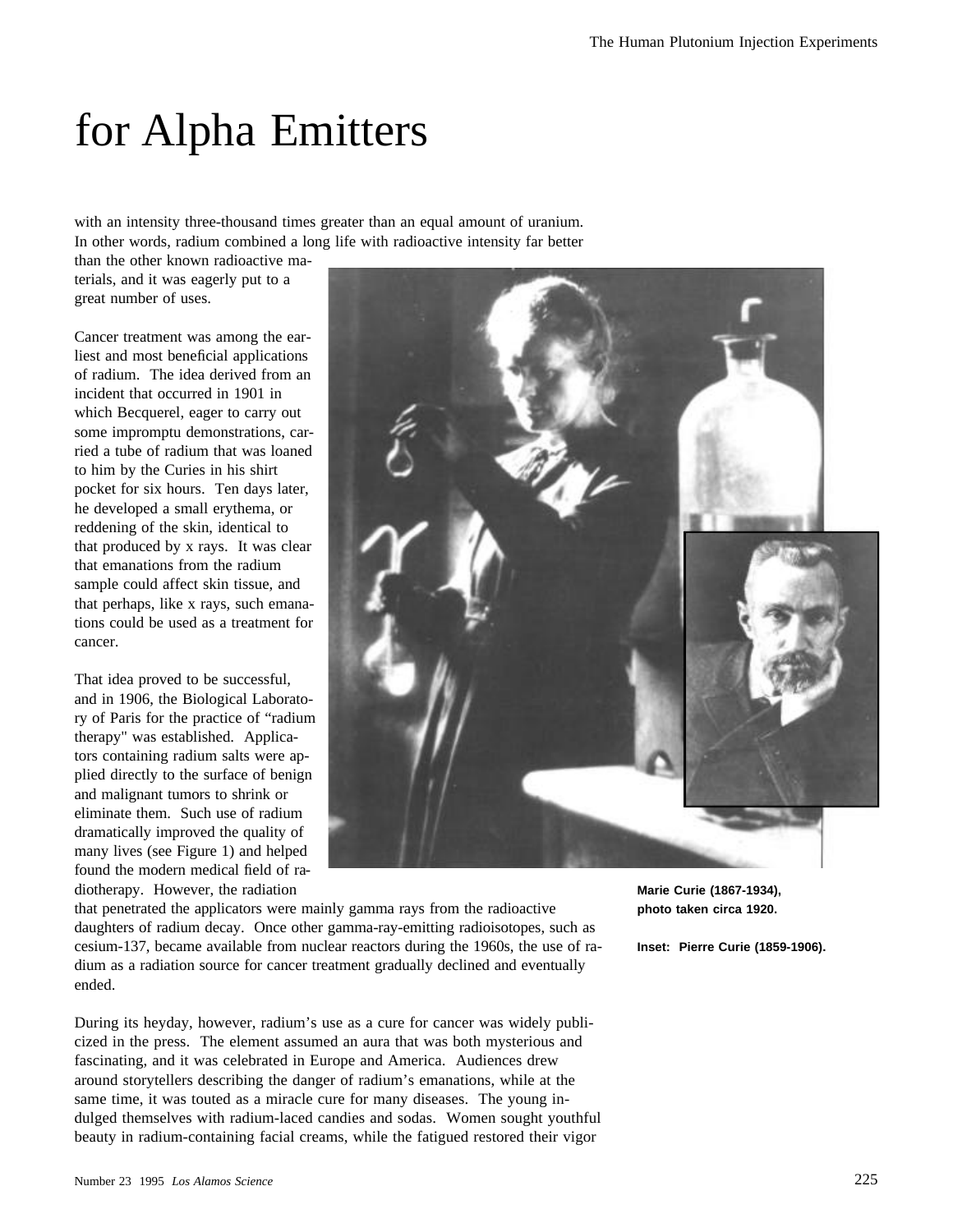# for Alpha Emitters

with an intensity three-thousand times greater than an equal amount of uranium. In other words, radium combined a long life with radioactive intensity far better than the other known radioactive materials, and it was eagerly put to a great number of uses.

Cancer treatment was among the earliest and most beneficial applications of radium. The idea derived from an incident that occurred in 1901 in which Becquerel, eager to carry out some impromptu demonstrations, carried a tube of radium that was loaned to him by the Curies in his shirt pocket for six hours. Ten days later, he developed a small erythema, or reddening of the skin, identical to that produced by x rays. It was clear that emanations from the radium sample could affect skin tissue, and that perhaps, like x rays, such emanations could be used as a treatment for cancer.

That idea proved to be successful, and in 1906, the Biological Laboratory of Paris for the practice of "radium therapy" was established. Applicators containing radium salts were applied directly to the surface of benign and malignant tumors to shrink or eliminate them. Such use of radium dramatically improved the quality of many lives (see Figure 1) and helped found the modern medical field of radiotherapy. However, the radiation that penetrated the applicators were mainly gamma rays from the radioactive daughters of radium decay. Once other gamma-ray-emitting radioisotopes, such as cesium-137, became available from nuclear reactors during the 1960s, the use of radium as a radiation source for cancer treatment gradually declined and eventually ended.

**Marie Curie (1867-1934), photo taken circa 1920.**

**Inset: Pierre Curie (1859-1906).**

During its heyday, however, radium's use as a cure for cancer was widely publicized in the press. The element assumed an aura that was both mysterious and fascinating, and it was celebrated in Europe and America. Audiences drew around storytellers describing the danger of radium's emanations, while at the same time, it was touted as a miracle cure for many diseases. The young indulged themselves with radium-laced candies and sodas. Women sought youthful beauty in radium-containing facial creams, while the fatigued restored their vigor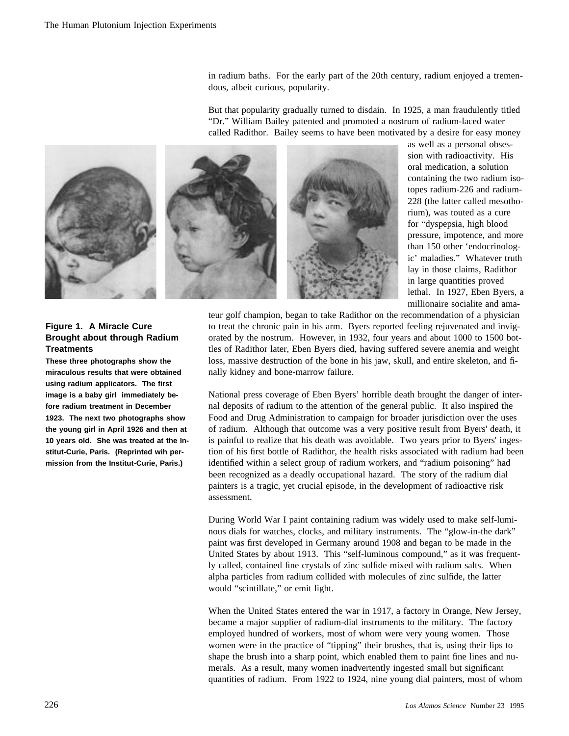in radium baths. For the early part of the 20th century, radium enjoyed a tremendous, albeit curious, popularity.

But that popularity gradually turned to disdain. In 1925, a man fraudulently titled "Dr." William Bailey patented and promoted a nostrum of radium-laced water called Radithor. Bailey seems to have been motivated by a desire for easy money as well as a personal obsession with radioactivity. His oral medication, a solution containing the two radium isotopes radium-226 and radium-228 (the latter called mesothorium), was touted as a cure for "dyspepsia, high blood pressure, impotence, and more than 150 other 'endocrinologic' maladies." Whatever truth lay in those claims, Radithor in large quantities proved lethal. In 1927, Eben Byers, a millionaire socialite and amateur golf champion, began to take Radithor on the recommendation of a physician to treat the chronic pain in his arm. Byers reported feeling rejuvenated and invigorated by the nostrum. However, in 1932, four years and about 1000 to 1500 bottles of Radithor later, Eben Byers died, having suffered severe anemia and weight loss, massive destruction of the bone in his jaw, skull, and entire skeleton, and finally kidney and bone-marrow failure.

**Figure 1. A Miracle Cure Brought about through Radium Treatments**

**These three photographs show the miraculous results that were obtained using radium applicators. The first image is a baby girl immediately before radium treatment in December 1923. The next two photographs show the young girl in April 1926 and then at 10 years old. She was treated at the Institut-Curie, Paris. (Reprinted wih permission from the Institut-Curie, Paris.)**

National press coverage of Eben Byers' horrible death brought the danger of internal deposits of radium to the attention of the general public. It also inspired the Food and Drug Administration to campaign for broader jurisdiction over the uses of radium. Although that outcome was a very positive result from Byers' death, it is painful to realize that his death was avoidable. Two years prior to Byers' ingestion of his first bottle of Radithor, the health risks associated with radium had been identified within a select group of radium workers, and "radium poisoning" had been recognized as a deadly occupational hazard. The story of the radium dial painters is a tragic, yet crucial episode, in the development of radioactive risk assessment.

During World War I paint containing radium was widely used to make self-luminous dials for watches, clocks, and military instruments. The "glow-in-the dark" paint was first developed in Germany around 1908 and began to be made in the United States by about 1913. This "self-luminous compound," as it was frequently called, contained fine crystals of zinc sulfide mixed with radium salts. When alpha particles from radium collided with molecules of zinc sulfide, the latter would "scintillate," or emit light.

When the United States entered the war in 1917, a factory in Orange, New Jersey, became a major supplier of radium-dial instruments to the military. The factory employed hundred of workers, most of whom were very young women. Those women were in the practice of "tipping" their brushes, that is, using their lips to shape the brush into a sharp point, which enabled them to paint fine lines and numerals. As a result, many women inadvertently ingested small but significant quantities of radium. From 1922 to 1924, nine young dial painters, most of whom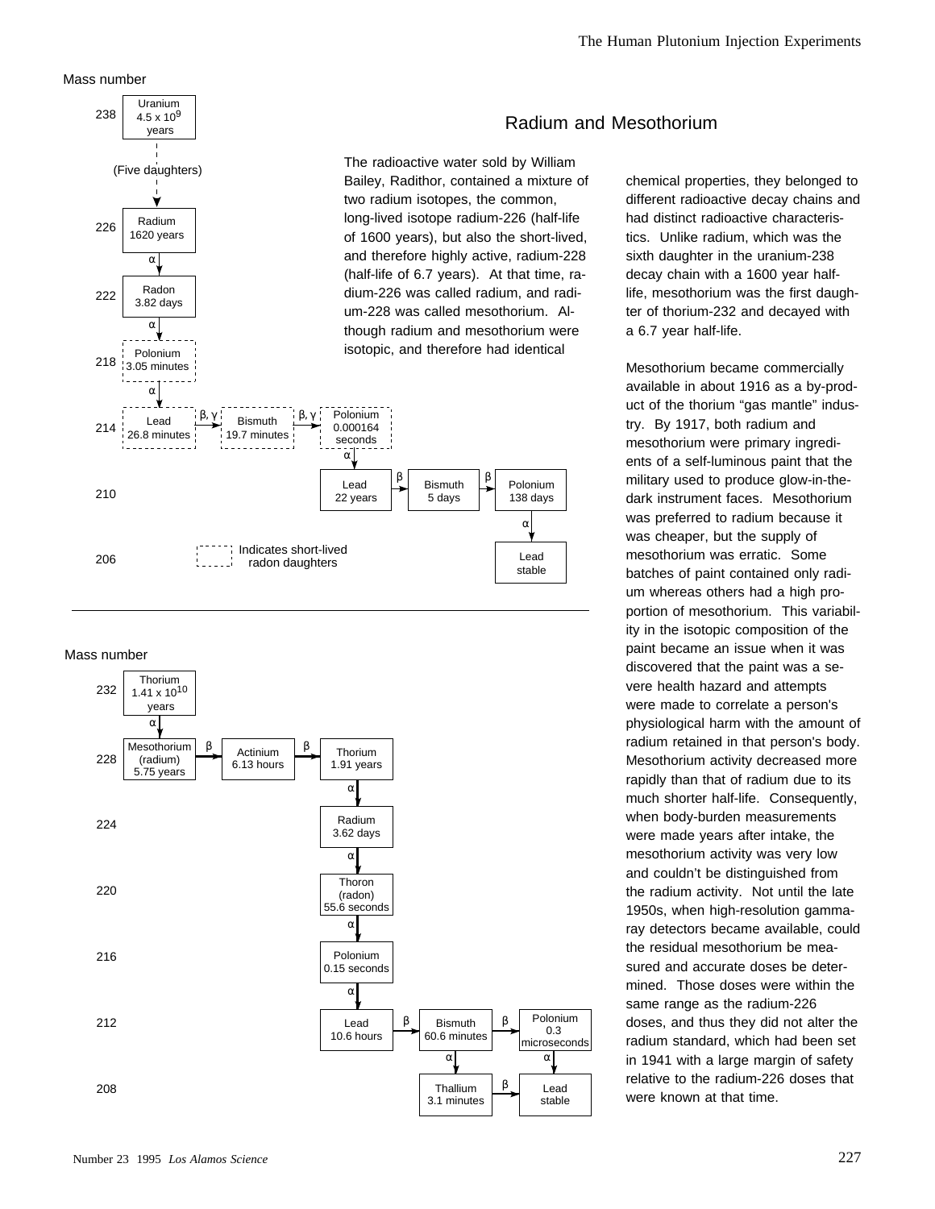## Radium and Mesothorium

The radioactive water sold by William Bailey, Radithor, contained a mixture of two radium isotopes, the common, long-lived isotope radium-226 (half-life of 1600 years), but also the short-lived, and therefore highly active, radium-228 (half-life of 6.7 years). At that time, radium-226 was called radium, and radium-228 was called mesothorium. Although radium and mesothorium were isotopic, and therefore had identical chemical properties, they belonged to different radioactive decay chains and had distinct radioactive characteristics. Unlike radium, which was the sixth daughter in the uranium-238 decay chain with a 1600 year half-life, mesothorium was the first daughter of thorium-232 and decayed with a 6.7 year half-life.

Mesothorium became commercially available in about 1916 as a by-product of the thorium "gas mantle" industry. By 1917, both radium and mesothorium were primary ingredients of a self-luminous paint that the military used to produce glow-in-the-dark instrument faces. Mesothorium was preferred to radium because it was cheaper, but the supply of mesothorium was erratic. Some batches of paint contained only radium whereas others had a high proportion of mesothorium. This variability in the isotopic composition of the paint became an issue when it was discovered that the paint was a severe health hazard and attempts were made to correlate a person's physiological harm with the amount of radium retained in that person's body. Mesothorium activity decreased more rapidly than that of radium due to its much shorter half-life. Consequently, when body-burden measurements were made years after intake, the mesothorium activity was very low and couldn't be distinguished from the radium activity. Not until the late 1950s, when high-resolution gamma-ray detectors became available, could the residual mesothorium be measured and accurate doses be determined. Those doses were within the same range as the radium-226 doses, and thus they did not alter the radium standard, which had been set in 1941 with a large margin of safety relative to the radium-226 doses that were known at that time.

**Uranium-238 decay chain** (Mass number)

- 238: Uranium, $4.5 \times 10^9$ years
- (Five daughters)
- 226: Radium, 1620 years — α →
- 222: Radon, 3.82 days — α →
- 218: Polonium, 3.05 minutes — α →
- 214: Lead, 26.8 minutes — β, γ → Bismuth, 19.7 minutes — β, γ → Polonium, 0.000164 seconds — α →
- 210: Lead, 22 years — β → Bismuth, 5 days — β → Polonium, 138 days — α →
- 206: Lead, stable

(Dashed boxes: Indicates short-lived radon daughters — Polonium-218, Lead-214, Bismuth-214, Polonium-214)

**Thorium-232 decay chain** (Mass number)

- 232: Thorium, $1.41 \times 10^{10}$ years — α →
- 228: Mesothorium (radium), 5.75 years — β → Actinium, 6.13 hours — β → Thorium, 1.91 years — α →
- 224: Radium, 3.62 days — α →
- 220: Thoron (radon), 55.6 seconds — α →
- 216: Polonium, 0.15 seconds — α →
- 212: Lead, 10.6 hours — β → Bismuth, 60.6 minutes — β → Polonium, 0.3 microseconds — α → Lead-208
- 212: Bismuth, 60.6 minutes — α → Thallium-208
- 208: Thallium, 3.1 minutes — β → Lead, stable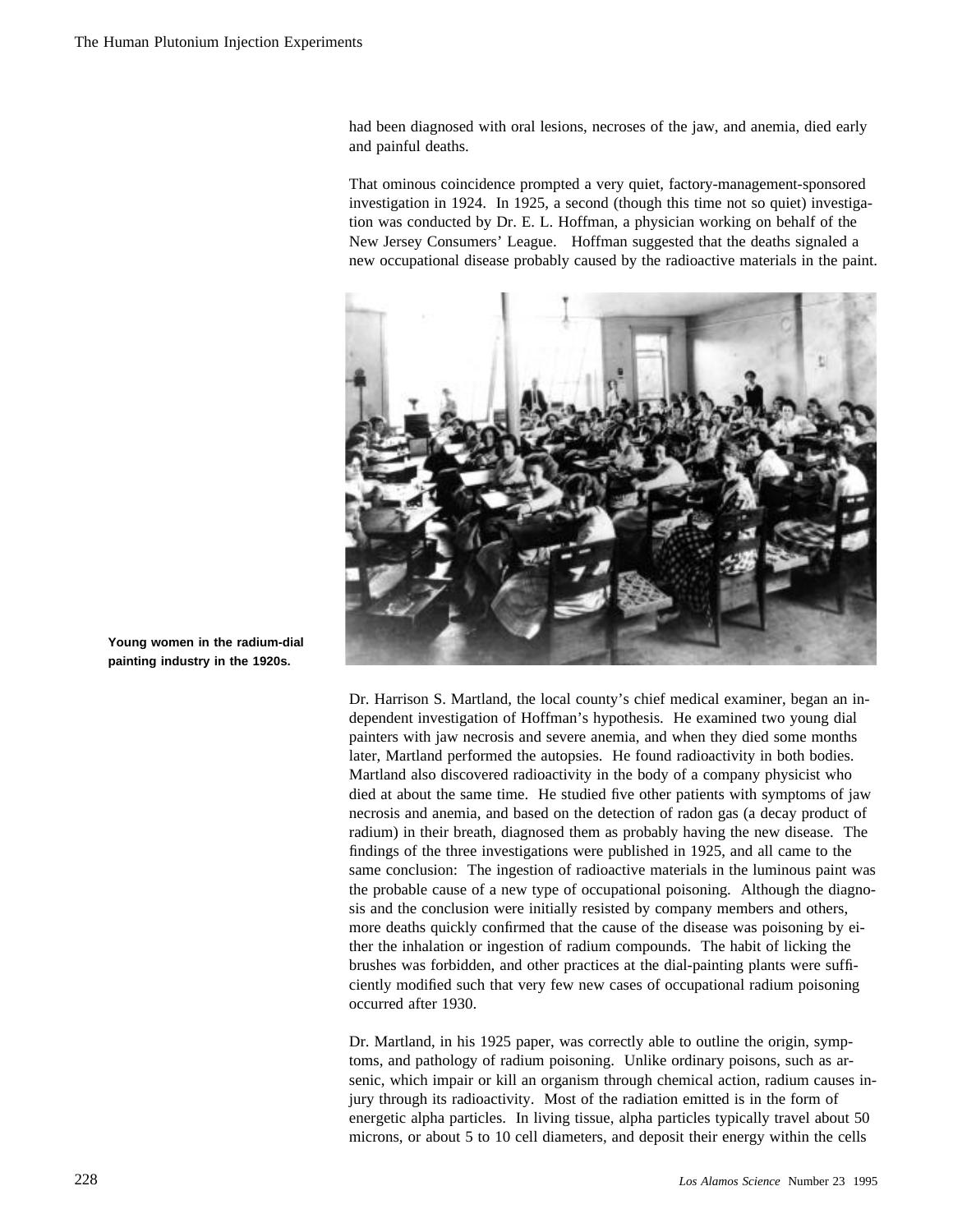had been diagnosed with oral lesions, necroses of the jaw, and anemia, died early and painful deaths.

That ominous coincidence prompted a very quiet, factory-management-sponsored investigation in 1924. In 1925, a second (though this time not so quiet) investigation was conducted by Dr. E. L. Hoffman, a physician working on behalf of the New Jersey Consumers' League. Hoffman suggested that the deaths signaled a new occupational disease probably caused by the radioactive materials in the paint.

**Young women in the radium-dial painting industry in the 1920s.**

Dr. Harrison S. Martland, the local county's chief medical examiner, began an independent investigation of Hoffman's hypothesis. He examined two young dial painters with jaw necrosis and severe anemia, and when they died some months later, Martland performed the autopsies. He found radioactivity in both bodies. Martland also discovered radioactivity in the body of a company physicist who died at about the same time. He studied five other patients with symptoms of jaw necrosis and anemia, and based on the detection of radon gas (a decay product of radium) in their breath, diagnosed them as probably having the new disease. The findings of the three investigations were published in 1925, and all came to the same conclusion: The ingestion of radioactive materials in the luminous paint was the probable cause of a new type of occupational poisoning. Although the diagnosis and the conclusion were initially resisted by company members and others, more deaths quickly confirmed that the cause of the disease was poisoning by either the inhalation or ingestion of radium compounds. The habit of licking the brushes was forbidden, and other practices at the dial-painting plants were sufficiently modified such that very few new cases of occupational radium poisoning occurred after 1930.

Dr. Martland, in his 1925 paper, was correctly able to outline the origin, symptoms, and pathology of radium poisoning. Unlike ordinary poisons, such as arsenic, which impair or kill an organism through chemical action, radium causes injury through its radioactivity. Most of the radiation emitted is in the form of energetic alpha particles. In living tissue, alpha particles typically travel about 50 microns, or about 5 to 10 cell diameters, and deposit their energy within the cells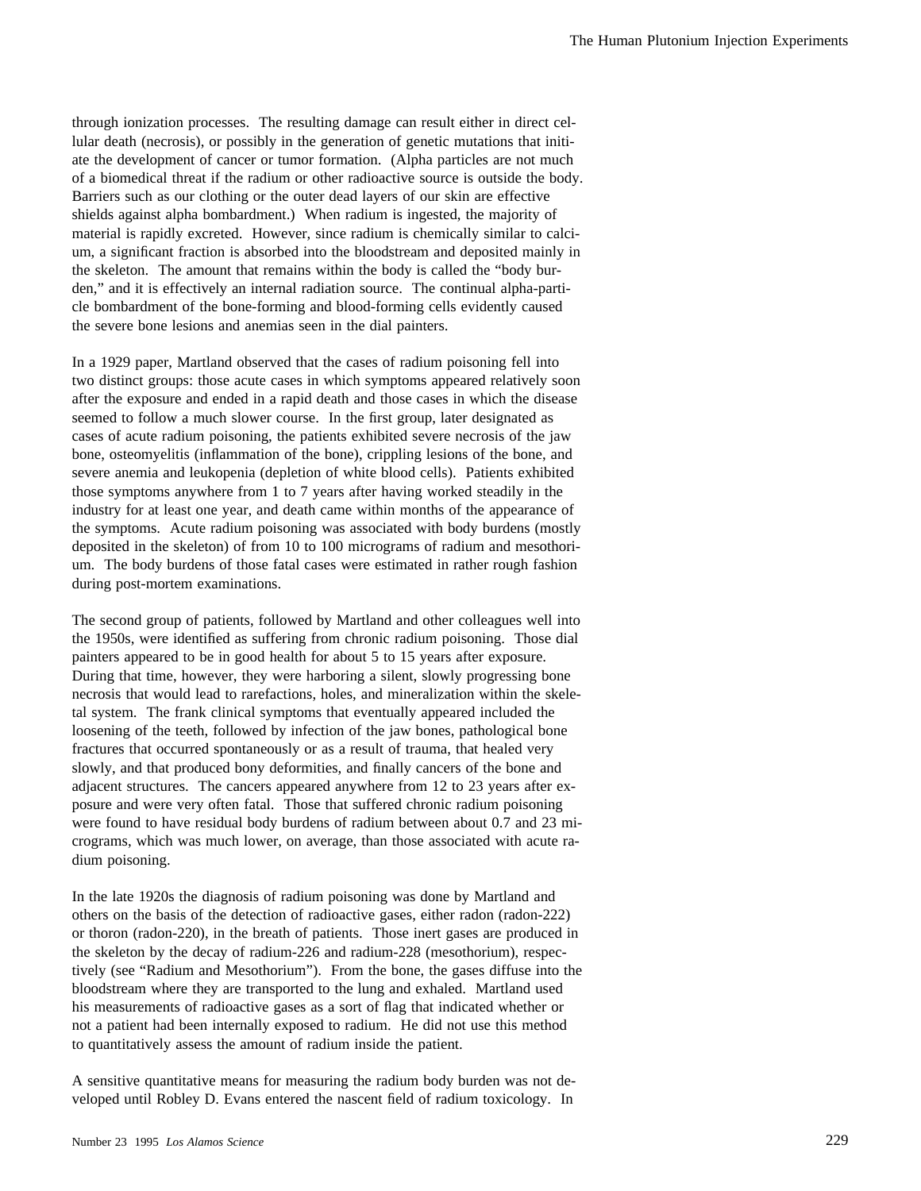through ionization processes. The resulting damage can result either in direct cellular death (necrosis), or possibly in the generation of genetic mutations that initiate the development of cancer or tumor formation. (Alpha particles are not much of a biomedical threat if the radium or other radioactive source is outside the body. Barriers such as our clothing or the outer dead layers of our skin are effective shields against alpha bombardment.) When radium is ingested, the majority of material is rapidly excreted. However, since radium is chemically similar to calcium, a significant fraction is absorbed into the bloodstream and deposited mainly in the skeleton. The amount that remains within the body is called the "body burden," and it is effectively an internal radiation source. The continual alpha-particle bombardment of the bone-forming and blood-forming cells evidently caused the severe bone lesions and anemias seen in the dial painters.

In a 1929 paper, Martland observed that the cases of radium poisoning fell into two distinct groups: those acute cases in which symptoms appeared relatively soon after the exposure and ended in a rapid death and those cases in which the disease seemed to follow a much slower course. In the first group, later designated as cases of acute radium poisoning, the patients exhibited severe necrosis of the jaw bone, osteomyelitis (inflammation of the bone), crippling lesions of the bone, and severe anemia and leukopenia (depletion of white blood cells). Patients exhibited those symptoms anywhere from 1 to 7 years after having worked steadily in the industry for at least one year, and death came within months of the appearance of the symptoms. Acute radium poisoning was associated with body burdens (mostly deposited in the skeleton) of from 10 to 100 micrograms of radium and mesothorium. The body burdens of those fatal cases were estimated in rather rough fashion during post-mortem examinations.

The second group of patients, followed by Martland and other colleagues well into the 1950s, were identified as suffering from chronic radium poisoning. Those dial painters appeared to be in good health for about 5 to 15 years after exposure. During that time, however, they were harboring a silent, slowly progressing bone necrosis that would lead to rarefactions, holes, and mineralization within the skeletal system. The frank clinical symptoms that eventually appeared included the loosening of the teeth, followed by infection of the jaw bones, pathological bone fractures that occurred spontaneously or as a result of trauma, that healed very slowly, and that produced bony deformities, and finally cancers of the bone and adjacent structures. The cancers appeared anywhere from 12 to 23 years after exposure and were very often fatal. Those that suffered chronic radium poisoning were found to have residual body burdens of radium between about 0.7 and 23 micrograms, which was much lower, on average, than those associated with acute radium poisoning.

In the late 1920s the diagnosis of radium poisoning was done by Martland and others on the basis of the detection of radioactive gases, either radon (radon-222) or thoron (radon-220), in the breath of patients. Those inert gases are produced in the skeleton by the decay of radium-226 and radium-228 (mesothorium), respectively (see "Radium and Mesothorium"). From the bone, the gases diffuse into the bloodstream where they are transported to the lung and exhaled. Martland used his measurements of radioactive gases as a sort of flag that indicated whether or not a patient had been internally exposed to radium. He did not use this method to quantitatively assess the amount of radium inside the patient.

A sensitive quantitative means for measuring the radium body burden was not developed until Robley D. Evans entered the nascent field of radium toxicology. In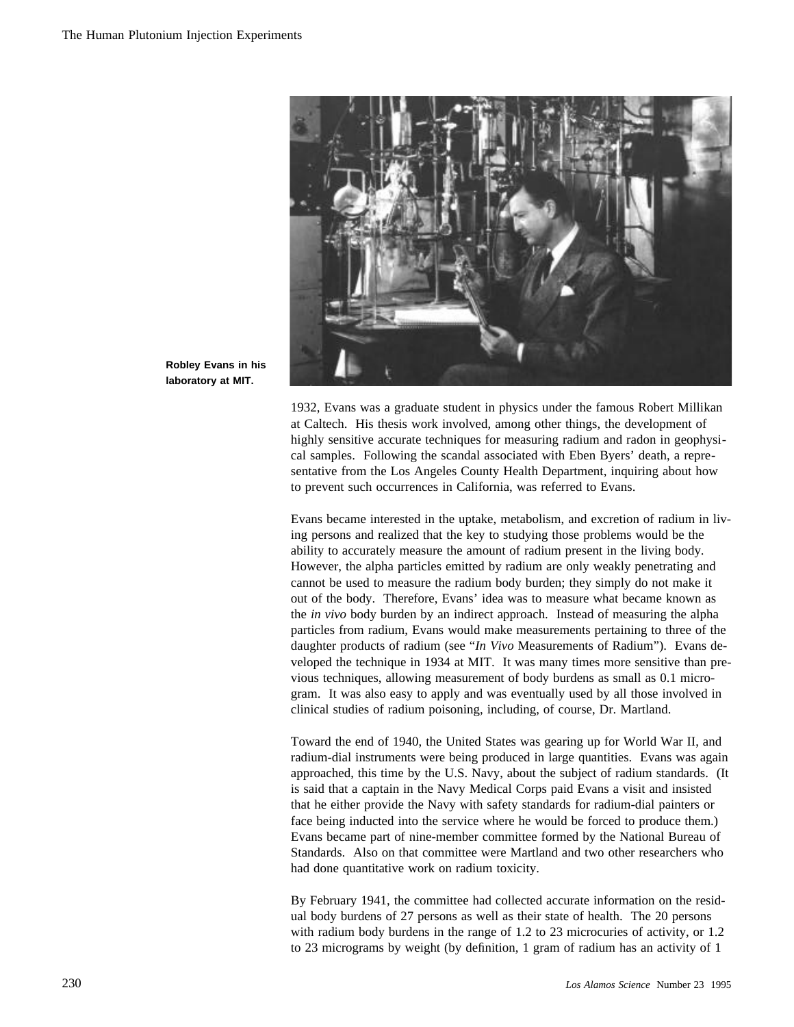Robley Evans in his laboratory at MIT.

1932, Evans was a graduate student in physics under the famous Robert Millikan at Caltech. His thesis work involved, among other things, the development of highly sensitive accurate techniques for measuring radium and radon in geophysical samples. Following the scandal associated with Eben Byers' death, a representative from the Los Angeles County Health Department, inquiring about how to prevent such occurrences in California, was referred to Evans.

Evans became interested in the uptake, metabolism, and excretion of radium in living persons and realized that the key to studying those problems would be the ability to accurately measure the amount of radium present in the living body. However, the alpha particles emitted by radium are only weakly penetrating and cannot be used to measure the radium body burden; they simply do not make it out of the body. Therefore, Evans' idea was to measure what became known as the *in vivo* body burden by an indirect approach. Instead of measuring the alpha particles from radium, Evans would make measurements pertaining to three of the daughter products of radium (see "*In Vivo* Measurements of Radium"). Evans developed the technique in 1934 at MIT. It was many times more sensitive than previous techniques, allowing measurement of body burdens as small as 0.1 microgram. It was also easy to apply and was eventually used by all those involved in clinical studies of radium poisoning, including, of course, Dr. Martland.

Toward the end of 1940, the United States was gearing up for World War II, and radium-dial instruments were being produced in large quantities. Evans was again approached, this time by the U.S. Navy, about the subject of radium standards. (It is said that a captain in the Navy Medical Corps paid Evans a visit and insisted that he either provide the Navy with safety standards for radium-dial painters or face being inducted into the service where he would be forced to produce them.) Evans became part of nine-member committee formed by the National Bureau of Standards. Also on that committee were Martland and two other researchers who had done quantitative work on radium toxicity.

By February 1941, the committee had collected accurate information on the residual body burdens of 27 persons as well as their state of health. The 20 persons with radium body burdens in the range of 1.2 to 23 microcuries of activity, or 1.2 to 23 micrograms by weight (by definition, 1 gram of radium has an activity of 1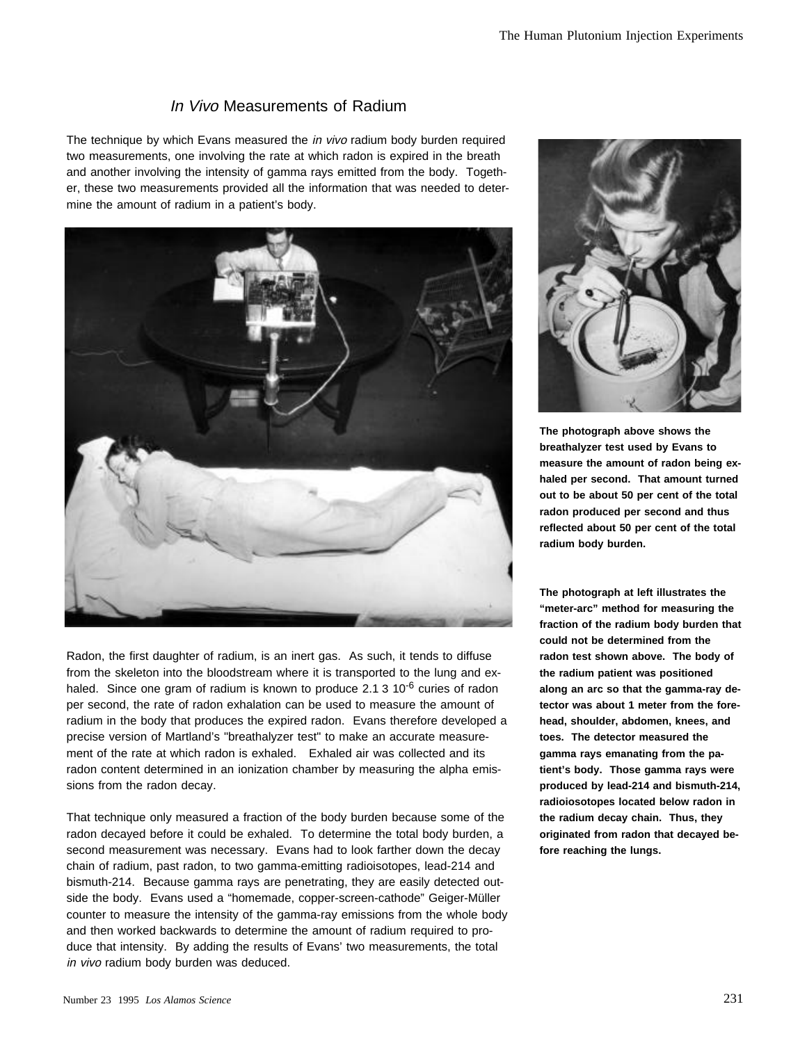## *In Vivo* Measurements of Radium

The technique by which Evans measured the *in vivo* radium body burden required two measurements, one involving the rate at which radon is expired in the breath and another involving the intensity of gamma rays emitted from the body. Together, these two measurements provided all the information that was needed to determine the amount of radium in a patient's body.

Radon, the first daughter of radium, is an inert gas. As such, it tends to diffuse from the skeleton into the bloodstream where it is transported to the lung and exhaled. Since one gram of radium is known to produce 2.1 3 $10^{-6}$ curies of radon per second, the rate of radon exhalation can be used to measure the amount of radium in the body that produces the expired radon. Evans therefore developed a precise version of Martland's "breathalyzer test" to make an accurate measurement of the rate at which radon is exhaled. Exhaled air was collected and its radon content determined in an ionization chamber by measuring the alpha emissions from the radon decay.

That technique only measured a fraction of the body burden because some of the radon decayed before it could be exhaled. To determine the total body burden, a second measurement was necessary. Evans had to look farther down the decay chain of radium, past radon, to two gamma-emitting radioisotopes, lead-214 and bismuth-214. Because gamma rays are penetrating, they are easily detected outside the body. Evans used a "homemade, copper-screen-cathode" Geiger-Müller counter to measure the intensity of the gamma-ray emissions from the whole body and then worked backwards to determine the amount of radium required to produce that intensity. By adding the results of Evans' two measurements, the total *in vivo* radium body burden was deduced.

**The photograph above shows the breathalyzer test used by Evans to measure the amount of radon being exhaled per second. That amount turned out to be about 50 per cent of the total radon produced per second and thus reflected about 50 per cent of the total radium body burden.**

**The photograph at left illustrates the "meter-arc" method for measuring the fraction of the radium body burden that could not be determined from the radon test shown above. The body of the radium patient was positioned along an arc so that the gamma-ray detector was about 1 meter from the forehead, shoulder, abdomen, knees, and toes. The detector measured the gamma rays emanating from the patient's body. Those gamma rays were produced by lead-214 and bismuth-214, radioiosotopes located below radon in the radium decay chain. Thus, they originated from radon that decayed before reaching the lungs.**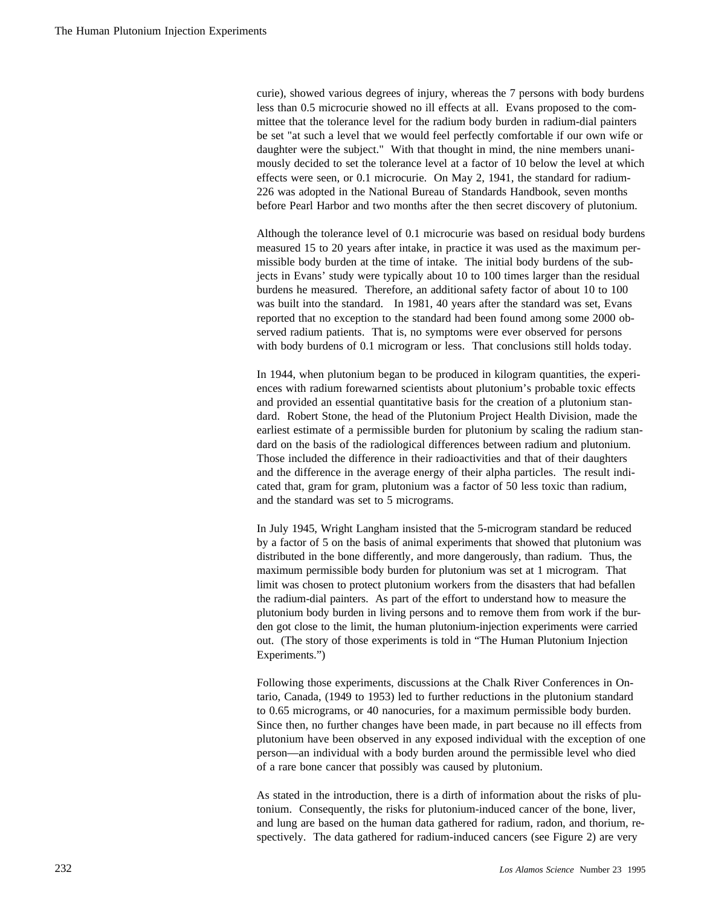curie), showed various degrees of injury, whereas the 7 persons with body burdens less than 0.5 microcurie showed no ill effects at all. Evans proposed to the committee that the tolerance level for the radium body burden in radium-dial painters be set "at such a level that we would feel perfectly comfortable if our own wife or daughter were the subject." With that thought in mind, the nine members unanimously decided to set the tolerance level at a factor of 10 below the level at which effects were seen, or 0.1 microcurie. On May 2, 1941, the standard for radium-226 was adopted in the National Bureau of Standards Handbook, seven months before Pearl Harbor and two months after the then secret discovery of plutonium.

Although the tolerance level of 0.1 microcurie was based on residual body burdens measured 15 to 20 years after intake, in practice it was used as the maximum permissible body burden at the time of intake. The initial body burdens of the subjects in Evans' study were typically about 10 to 100 times larger than the residual burdens he measured. Therefore, an additional safety factor of about 10 to 100 was built into the standard. In 1981, 40 years after the standard was set, Evans reported that no exception to the standard had been found among some 2000 observed radium patients. That is, no symptoms were ever observed for persons with body burdens of 0.1 microgram or less. That conclusions still holds today.

In 1944, when plutonium began to be produced in kilogram quantities, the experiences with radium forewarned scientists about plutonium's probable toxic effects and provided an essential quantitative basis for the creation of a plutonium standard. Robert Stone, the head of the Plutonium Project Health Division, made the earliest estimate of a permissible burden for plutonium by scaling the radium standard on the basis of the radiological differences between radium and plutonium. Those included the difference in their radioactivities and that of their daughters and the difference in the average energy of their alpha particles. The result indicated that, gram for gram, plutonium was a factor of 50 less toxic than radium, and the standard was set to 5 micrograms.

In July 1945, Wright Langham insisted that the 5-microgram standard be reduced by a factor of 5 on the basis of animal experiments that showed that plutonium was distributed in the bone differently, and more dangerously, than radium. Thus, the maximum permissible body burden for plutonium was set at 1 microgram. That limit was chosen to protect plutonium workers from the disasters that had befallen the radium-dial painters. As part of the effort to understand how to measure the plutonium body burden in living persons and to remove them from work if the burden got close to the limit, the human plutonium-injection experiments were carried out. (The story of those experiments is told in "The Human Plutonium Injection Experiments.")

Following those experiments, discussions at the Chalk River Conferences in Ontario, Canada, (1949 to 1953) led to further reductions in the plutonium standard to 0.65 micrograms, or 40 nanocuries, for a maximum permissible body burden. Since then, no further changes have been made, in part because no ill effects from plutonium have been observed in any exposed individual with the exception of one person—an individual with a body burden around the permissible level who died of a rare bone cancer that possibly was caused by plutonium.

As stated in the introduction, there is a dirth of information about the risks of plutonium. Consequently, the risks for plutonium-induced cancer of the bone, liver, and lung are based on the human data gathered for radium, radon, and thorium, respectively. The data gathered for radium-induced cancers (see Figure 2) are very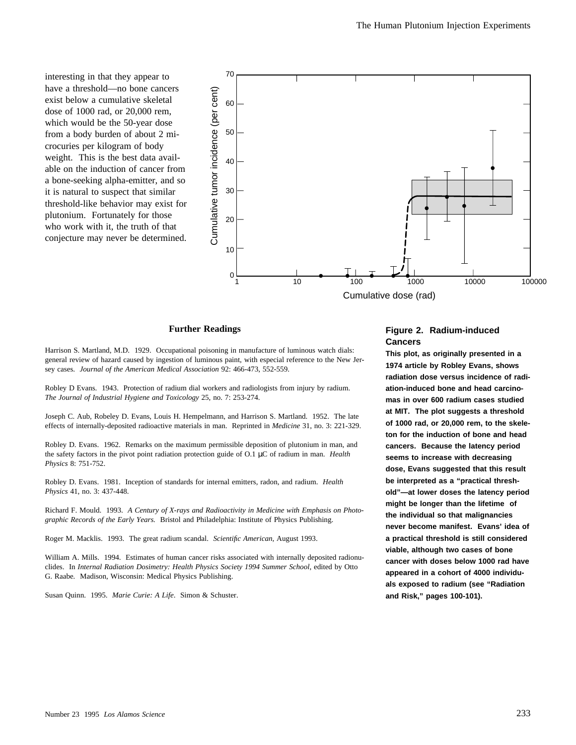interesting in that they appear to have a threshold—no bone cancers exist below a cumulative skeletal dose of 1000 rad, or 20,000 rem, which would be the 50-year dose from a body burden of about 2 microcuries per kilogram of body weight. This is the best data available on the induction of cancer from a bone-seeking alpha-emitter, and so it is natural to suspect that similar threshold-like behavior may exist for plutonium. Fortunately for those who work with it, the truth of that conjecture may never be determined.

Cumulative tumor incidence (per cent)

70
60
50
40
30
20
10
0

1
10
100
1000
10000
100000

Cumulative dose (rad)

**Figure 2. Radium-induced Cancers**

**This plot, as originally presented in a 1974 article by Robley Evans, shows radiation dose versus incidence of radiation-induced bone and head carcinomas in over 600 radium cases studied at MIT. The plot suggests a threshold of 1000 rad, or 20,000 rem, to the skeleton for the induction of bone and head cancers. Because the latency period seems to increase with decreasing dose, Evans suggested that this result be interpreted as a "practical threshold"—at lower doses the latency period might be longer than the lifetime of the individual so that malignancies never become manifest. Evans' idea of a practical threshold is still considered viable, although two cases of bone cancer with doses below 1000 rad have appeared in a cohort of 4000 individuals exposed to radium (see "Radiation and Risk," pages 100-101).**

### Further Readings

Harrison S. Martland, M.D. 1929. Occupational poisoning in manufacture of luminous watch dials: general review of hazard caused by ingestion of luminous paint, with especial reference to the New Jersey cases. *Journal of the American Medical Association* 92: 466-473, 552-559.

Robley D Evans. 1943. Protection of radium dial workers and radiologists from injury by radium. *The Journal of Industrial Hygiene and Toxicology* 25, no. 7: 253-274.

Joseph C. Aub, Robeley D. Evans, Louis H. Hempelmann, and Harrison S. Martland. 1952. The late effects of internally-deposited radioactive materials in man. Reprinted in *Medicine* 31, no. 3: 221-329.

Robley D. Evans. 1962. Remarks on the maximum permissible deposition of plutonium in man, and the safety factors in the pivot point radiation protection guide of O.1 μC of radium in man. *Health Physics* 8: 751-752.

Robley D. Evans. 1981. Inception of standards for internal emitters, radon, and radium. *Health Physics* 41, no. 3: 437-448.

Richard F. Mould. 1993. *A Century of X-rays and Radioactivity in Medicine with Emphasis on Photographic Records of the Early Years.* Bristol and Philadelphia: Institute of Physics Publishing.

Roger M. Macklis. 1993. The great radium scandal. *Scientific American*, August 1993.

William A. Mills. 1994. Estimates of human cancer risks associated with internally deposited radionuclides. In *Internal Radiation Dosimetry: Health Physics Society 1994 Summer School*, edited by Otto G. Raabe. Madison, Wisconsin: Medical Physics Publishing.

Susan Quinn. 1995. *Marie Curie: A Life*. Simon & Schuster.